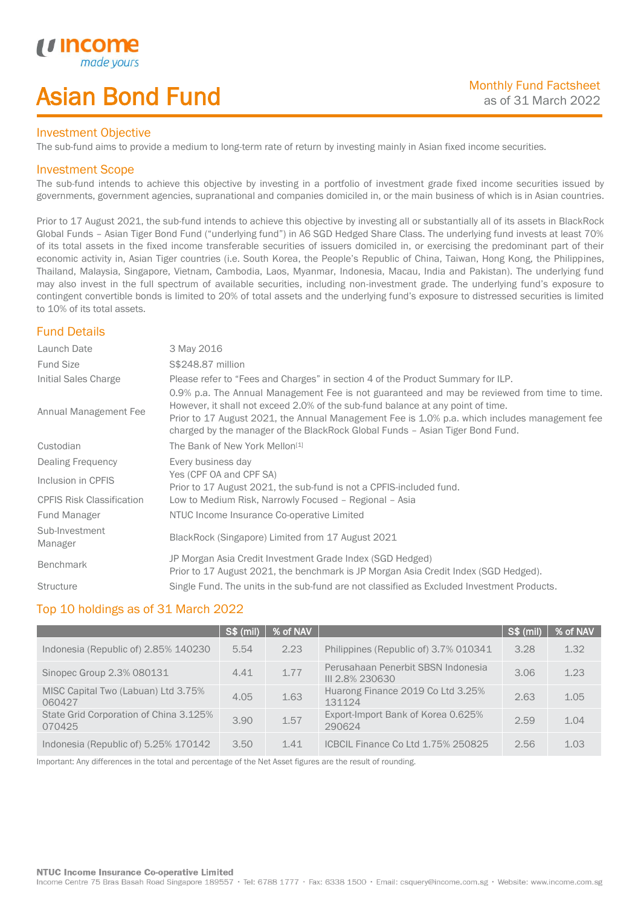# Asian Bond Fund

Monthly Fund Factsheet
as of 31 March 2022

## Investment Objective

The sub-fund aims to provide a medium to long-term rate of return by investing mainly in Asian fixed income securities.

## Investment Scope

The sub-fund intends to achieve this objective by investing in a portfolio of investment grade fixed income securities issued by governments, government agencies, supranational and companies domiciled in, or the main business of which is in Asian countries.

Prior to 17 August 2021, the sub-fund intends to achieve this objective by investing all or substantially all of its assets in BlackRock Global Funds – Asian Tiger Bond Fund ("underlying fund") in A6 SGD Hedged Share Class. The underlying fund invests at least 70% of its total assets in the fixed income transferable securities of issuers domiciled in, or exercising the predominant part of their economic activity in, Asian Tiger countries (i.e. South Korea, the People's Republic of China, Taiwan, Hong Kong, the Philippines, Thailand, Malaysia, Singapore, Vietnam, Cambodia, Laos, Myanmar, Indonesia, Macau, India and Pakistan). The underlying fund may also invest in the full spectrum of available securities, including non-investment grade. The underlying fund's exposure to contingent convertible bonds is limited to 20% of total assets and the underlying fund's exposure to distressed securities is limited to 10% of its total assets.

## Fund Details

| | |
|---|---|
| Launch Date | 3 May 2016 |
| Fund Size | S$248.87 million |
| Initial Sales Charge | Please refer to "Fees and Charges" in section 4 of the Product Summary for ILP. |
| Annual Management Fee | 0.9% p.a. The Annual Management Fee is not guaranteed and may be reviewed from time to time. However, it shall not exceed 2.0% of the sub-fund balance at any point of time. Prior to 17 August 2021, the Annual Management Fee is 1.0% p.a. which includes management fee charged by the manager of the BlackRock Global Funds – Asian Tiger Bond Fund. |
| Custodian | The Bank of New York Mellon[1] |
| Dealing Frequency | Every business day |
| Inclusion in CPFIS | Yes (CPF OA and CPF SA) Prior to 17 August 2021, the sub-fund is not a CPFIS-included fund. |
| CPFIS Risk Classification | Low to Medium Risk, Narrowly Focused – Regional – Asia |
| Fund Manager | NTUC Income Insurance Co-operative Limited |
| Sub-Investment Manager | BlackRock (Singapore) Limited from 17 August 2021 |
| Benchmark | JP Morgan Asia Credit Investment Grade Index (SGD Hedged) Prior to 17 August 2021, the benchmark is JP Morgan Asia Credit Index (SGD Hedged). |
| Structure | Single Fund. The units in the sub-fund are not classified as Excluded Investment Products. |

## Top 10 holdings as of 31 March 2022

| | S$ (mil) | % of NAV | | S$ (mil) | % of NAV |
|---|---|---|---|---|---|
| Indonesia (Republic of) 2.85% 140230 | 5.54 | 2.23 | Philippines (Republic of) 3.7% 010341 | 3.28 | 1.32 |
| Sinopec Group 2.3% 080131 | 4.41 | 1.77 | Perusahaan Penerbit SBSN Indonesia III 2.8% 230630 | 3.06 | 1.23 |
| MISC Capital Two (Labuan) Ltd 3.75% 060427 | 4.05 | 1.63 | Huarong Finance 2019 Co Ltd 3.25% 131124 | 2.63 | 1.05 |
| State Grid Corporation of China 3.125% 070425 | 3.90 | 1.57 | Export-Import Bank of Korea 0.625% 290624 | 2.59 | 1.04 |
| Indonesia (Republic of) 5.25% 170142 | 3.50 | 1.41 | ICBCIL Finance Co Ltd 1.75% 250825 | 2.56 | 1.03 |

Important: Any differences in the total and percentage of the Net Asset figures are the result of rounding.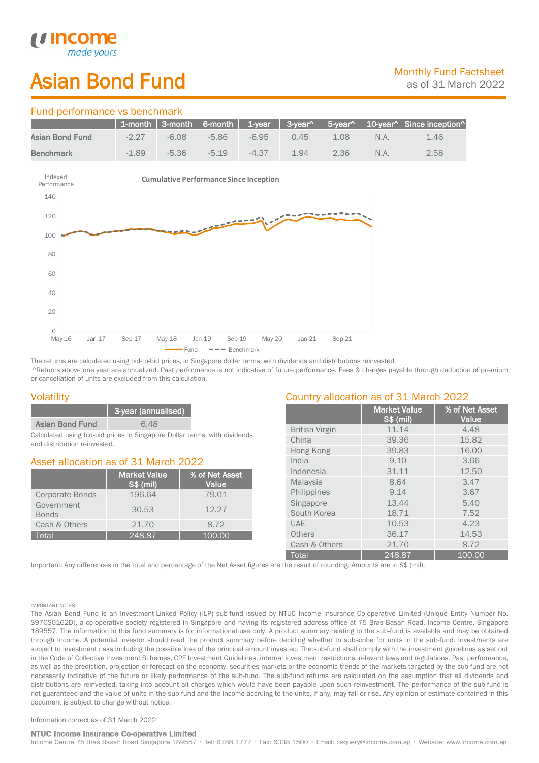income
made yours

# Asian Bond Fund

Monthly Fund Factsheet
as of 31 March 2022

## Fund performance vs benchmark

| | 1-month | 3-month | 6-month | 1-year | 3-year^ | 5-year^ | 10-year^ | Since inception^ |
|---|---|---|---|---|---|---|---|---|
| Asian Bond Fund | -2.27 | -6.08 | -5.86 | -6.95 | 0.45 | 1.08 | N.A. | 1.46 |
| Benchmark | -1.89 | -5.36 | -5.19 | -4.37 | 1.94 | 2.36 | N.A. | 2.58 |

Cumulative Performance Since Inception

Indexed Performance

140
120
100
80
60
40
20
0

May-16 Jan-17 Sep-17 May-18 Jan-19 Sep-19 May-20 Jan-21 Sep-21

Fund Benchmark

The returns are calculated using bid-to-bid prices, in Singapore dollar terms, with dividends and distributions reinvested.
^Returns above one year are annualized. Past performance is not indicative of future performance. Fees & charges payable through deduction of premium or cancellation of units are excluded from this calculation.

## Volatility

| | 3-year (annualised) |
|---|---|
| Asian Bond Fund | 6.48 |

Calculated using bid-bid prices in Singapore Dollar terms, with dividends and distribution reinvested.

## Asset allocation as of 31 March 2022

| | Market Value S$ (mil) | % of Net Asset Value |
|---|---|---|
| Corporate Bonds | 196.64 | 79.01 |
| Government Bonds | 30.53 | 12.27 |
| Cash & Others | 21.70 | 8.72 |
| Total | 248.87 | 100.00 |

## Country allocation as of 31 March 2022

| | Market Value S$ (mil) | % of Net Asset Value |
|---|---|---|
| British Virgin | 11.14 | 4.48 |
| China | 39.36 | 15.82 |
| Hong Kong | 39.83 | 16.00 |
| India | 9.10 | 3.66 |
| Indonesia | 31.11 | 12.50 |
| Malaysia | 8.64 | 3.47 |
| Philippines | 9.14 | 3.67 |
| Singapore | 13.44 | 5.40 |
| South Korea | 18.71 | 7.52 |
| UAE | 10.53 | 4.23 |
| Others | 36.17 | 14.53 |
| Cash & Others | 21.70 | 8.72 |
| Total | 248.87 | 100.00 |

Important: Any differences in the total and percentage of the Net Asset figures are the result of rounding. Amounts are in S$ (mil).

IMPORTANT NOTES

The Asian Bond Fund is an Investment-Linked Policy (ILP) sub-fund issued by NTUC Income Insurance Co-operative Limited (Unique Entity Number No. S97CS0162D), a co-operative society registered in Singapore and having its registered address office at 75 Bras Basah Road, Income Centre, Singapore 189557. The information in this fund summary is for informational use only. A product summary relating to the sub-fund is available and may be obtained through Income. A potential investor should read the product summary before deciding whether to subscribe for units in the sub-fund. Investments are subject to investment risks including the possible loss of the principal amount invested. The sub-fund shall comply with the investment guidelines as set out in the Code of Collective Investment Schemes, CPF Investment Guidelines, internal investment restrictions, relevant laws and regulations. Past performance, as well as the prediction, projection or forecast on the economy, securities markets or the economic trends of the markets targeted by the sub-fund are not necessarily indicative of the future or likely performance of the sub-fund. The sub-fund returns are calculated on the assumption that all dividends and distributions are reinvested, taking into account all charges which would have been payable upon such reinvestment. The performance of the sub-fund is not guaranteed and the value of units in the sub-fund and the income accruing to the units, if any, may fall or rise. Any opinion or estimate contained in this document is subject to change without notice.

Information correct as of 31 March 2022

**NTUC Income Insurance Co-operative Limited**
Income Centre 75 Bras Basah Road Singapore 189557 • Tel: 6788 1777 • Fax: 6338 1500 • Email: csquery@income.com.sg • Website: www.income.com.sg